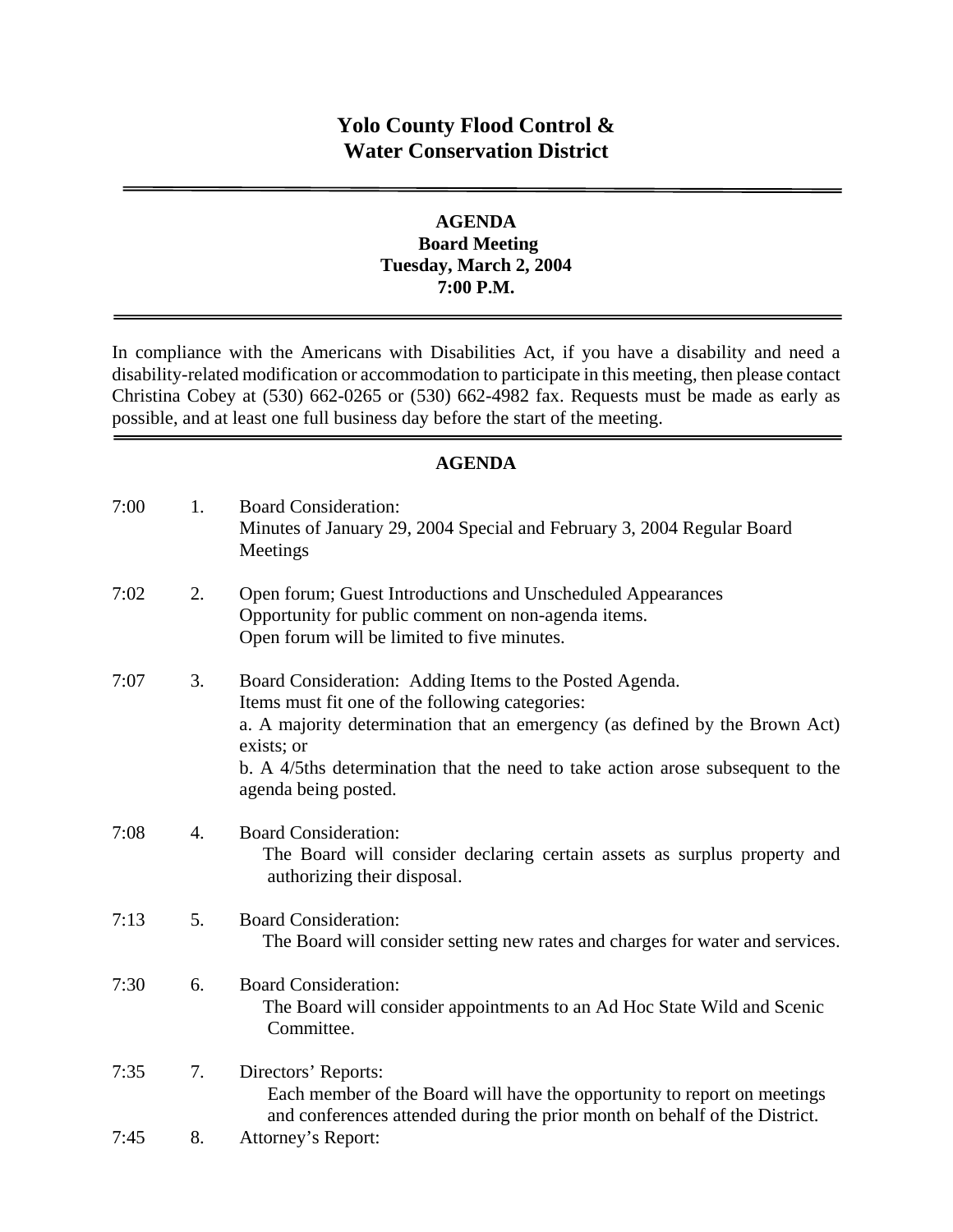# Yolo County Flood Control & Water Conservation District

## AGENDA
**Board Meeting**
**Tuesday, March 2, 2004**
**7:00 P.M.**

In compliance with the Americans with Disabilities Act, if you have a disability and need a disability-related modification or accommodation to participate in this meeting, then please contact Christina Cobey at (530) 662-0265 or (530) 662-4982 fax. Requests must be made as early as possible, and at least one full business day before the start of the meeting.

## AGENDA

7:00 1. Board Consideration:
Minutes of January 29, 2004 Special and February 3, 2004 Regular Board Meetings

7:02 2. Open forum; Guest Introductions and Unscheduled Appearances
Opportunity for public comment on non-agenda items.
Open forum will be limited to five minutes.

7:07 3. Board Consideration: Adding Items to the Posted Agenda.
Items must fit one of the following categories:
a. A majority determination that an emergency (as defined by the Brown Act) exists; or
b. A 4/5ths determination that the need to take action arose subsequent to the agenda being posted.

7:08 4. Board Consideration:
The Board will consider declaring certain assets as surplus property and authorizing their disposal.

7:13 5. Board Consideration:
The Board will consider setting new rates and charges for water and services.

7:30 6. Board Consideration:
The Board will consider appointments to an Ad Hoc State Wild and Scenic Committee.

7:35 7. Directors' Reports:
Each member of the Board will have the opportunity to report on meetings and conferences attended during the prior month on behalf of the District.

7:45 8. Attorney's Report: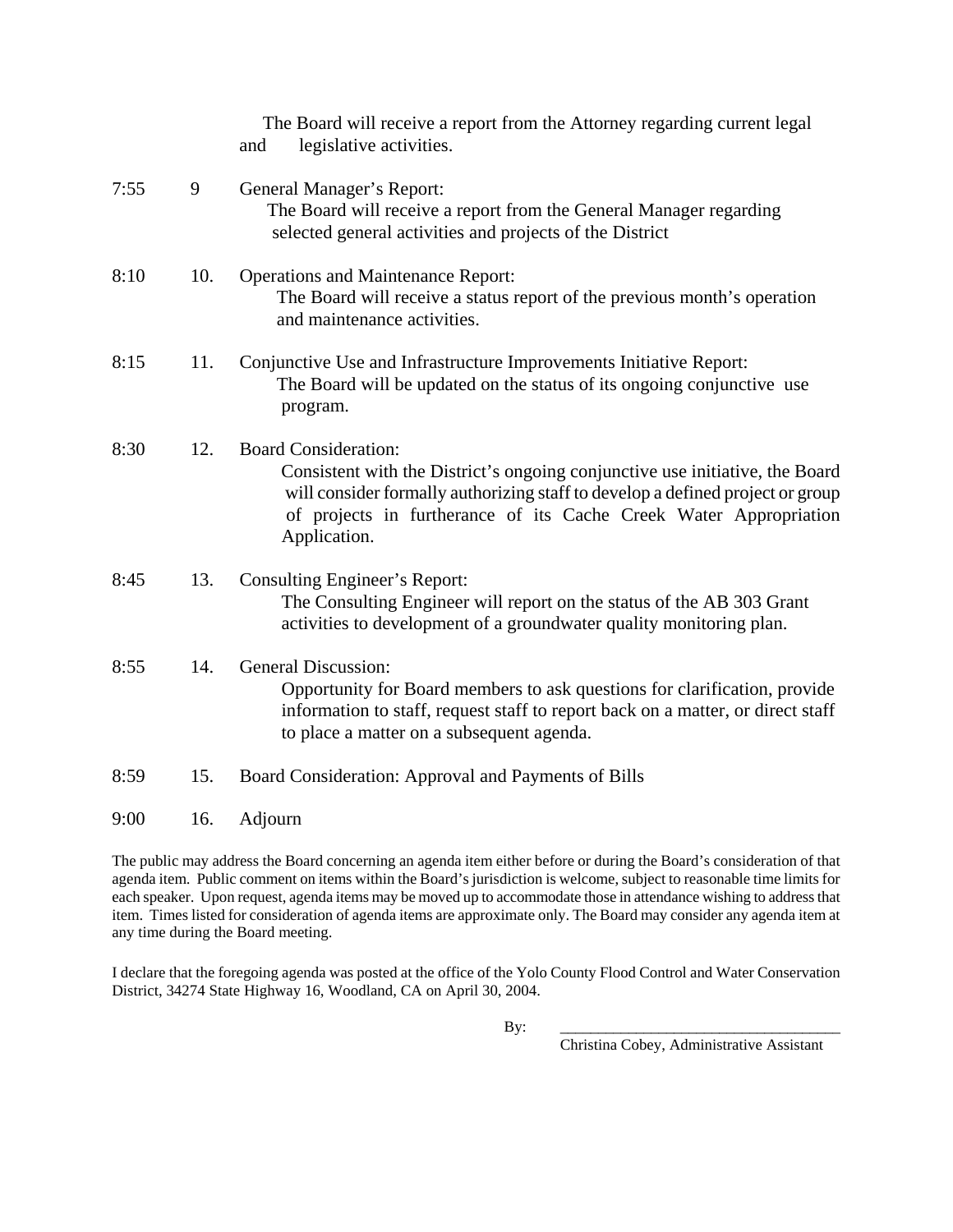The Board will receive a report from the Attorney regarding current legal and legislative activities.

7:55 9 General Manager's Report:
The Board will receive a report from the General Manager regarding selected general activities and projects of the District

8:10 10. Operations and Maintenance Report:
The Board will receive a status report of the previous month's operation and maintenance activities.

8:15 11. Conjunctive Use and Infrastructure Improvements Initiative Report:
The Board will be updated on the status of its ongoing conjunctive use program.

8:30 12. Board Consideration:
Consistent with the District's ongoing conjunctive use initiative, the Board will consider formally authorizing staff to develop a defined project or group of projects in furtherance of its Cache Creek Water Appropriation Application.

8:45 13. Consulting Engineer's Report:
The Consulting Engineer will report on the status of the AB 303 Grant activities to development of a groundwater quality monitoring plan.

8:55 14. General Discussion:
Opportunity for Board members to ask questions for clarification, provide information to staff, request staff to report back on a matter, or direct staff to place a matter on a subsequent agenda.

8:59 15. Board Consideration: Approval and Payments of Bills

9:00 16. Adjourn

The public may address the Board concerning an agenda item either before or during the Board's consideration of that agenda item. Public comment on items within the Board's jurisdiction is welcome, subject to reasonable time limits for each speaker. Upon request, agenda items may be moved up to accommodate those in attendance wishing to address that item. Times listed for consideration of agenda items are approximate only. The Board may consider any agenda item at any time during the Board meeting.

I declare that the foregoing agenda was posted at the office of the Yolo County Flood Control and Water Conservation District, 34274 State Highway 16, Woodland, CA on April 30, 2004.

By: ____________________________________
Christina Cobey, Administrative Assistant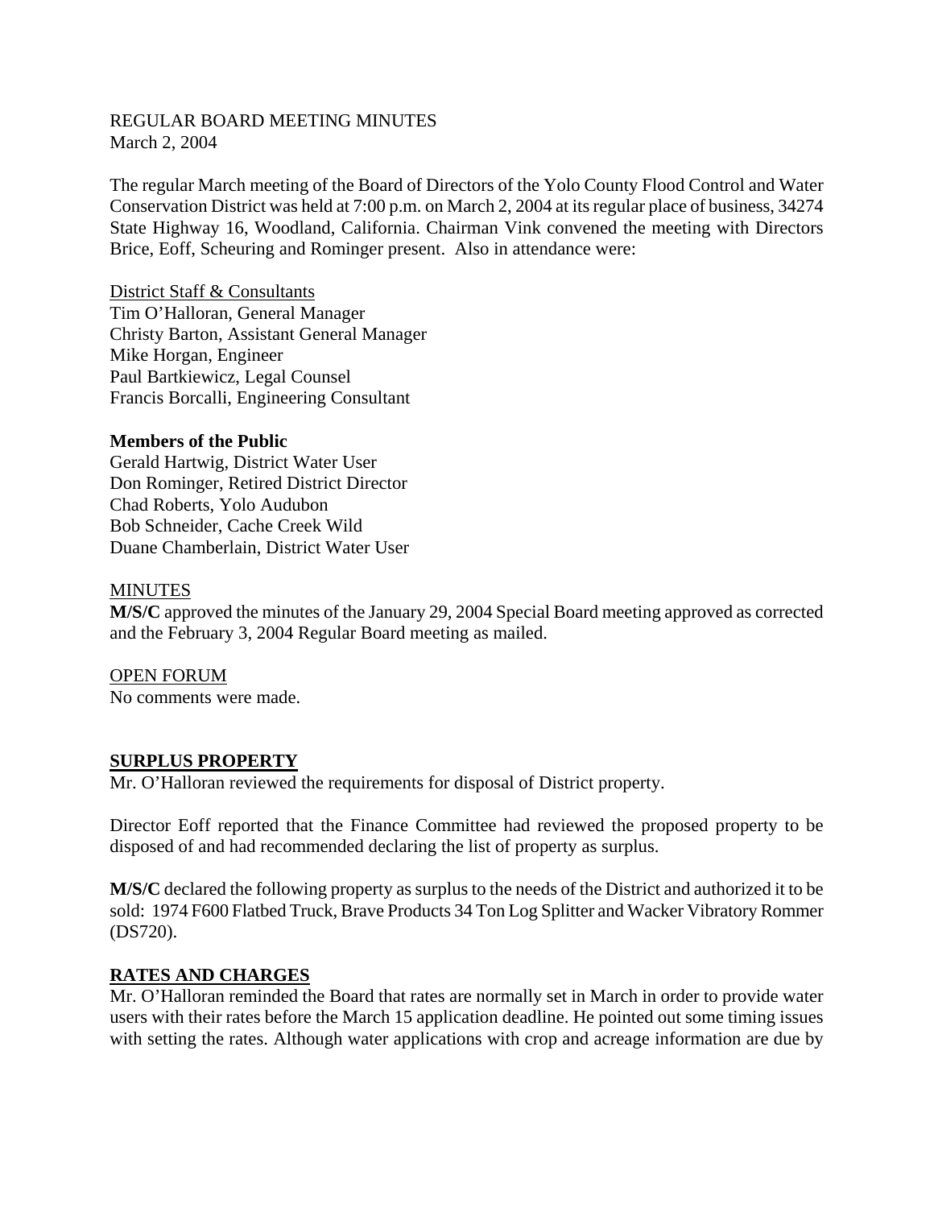REGULAR BOARD MEETING MINUTES
March 2, 2004

The regular March meeting of the Board of Directors of the Yolo County Flood Control and Water Conservation District was held at 7:00 p.m. on March 2, 2004 at its regular place of business, 34274 State Highway 16, Woodland, California. Chairman Vink convened the meeting with Directors Brice, Eoff, Scheuring and Rominger present. Also in attendance were:

District Staff & Consultants
Tim O'Halloran, General Manager
Christy Barton, Assistant General Manager
Mike Horgan, Engineer
Paul Bartkiewicz, Legal Counsel
Francis Borcalli, Engineering Consultant

**Members of the Public**
Gerald Hartwig, District Water User
Don Rominger, Retired District Director
Chad Roberts, Yolo Audubon
Bob Schneider, Cache Creek Wild
Duane Chamberlain, District Water User

MINUTES
**M/S/C** approved the minutes of the January 29, 2004 Special Board meeting approved as corrected and the February 3, 2004 Regular Board meeting as mailed.

OPEN FORUM
No comments were made.

## SURPLUS PROPERTY

Mr. O'Halloran reviewed the requirements for disposal of District property.

Director Eoff reported that the Finance Committee had reviewed the proposed property to be disposed of and had recommended declaring the list of property as surplus.

**M/S/C** declared the following property as surplus to the needs of the District and authorized it to be sold: 1974 F600 Flatbed Truck, Brave Products 34 Ton Log Splitter and Wacker Vibratory Rommer (DS720).

## RATES AND CHARGES

Mr. O'Halloran reminded the Board that rates are normally set in March in order to provide water users with their rates before the March 15 application deadline. He pointed out some timing issues with setting the rates. Although water applications with crop and acreage information are due by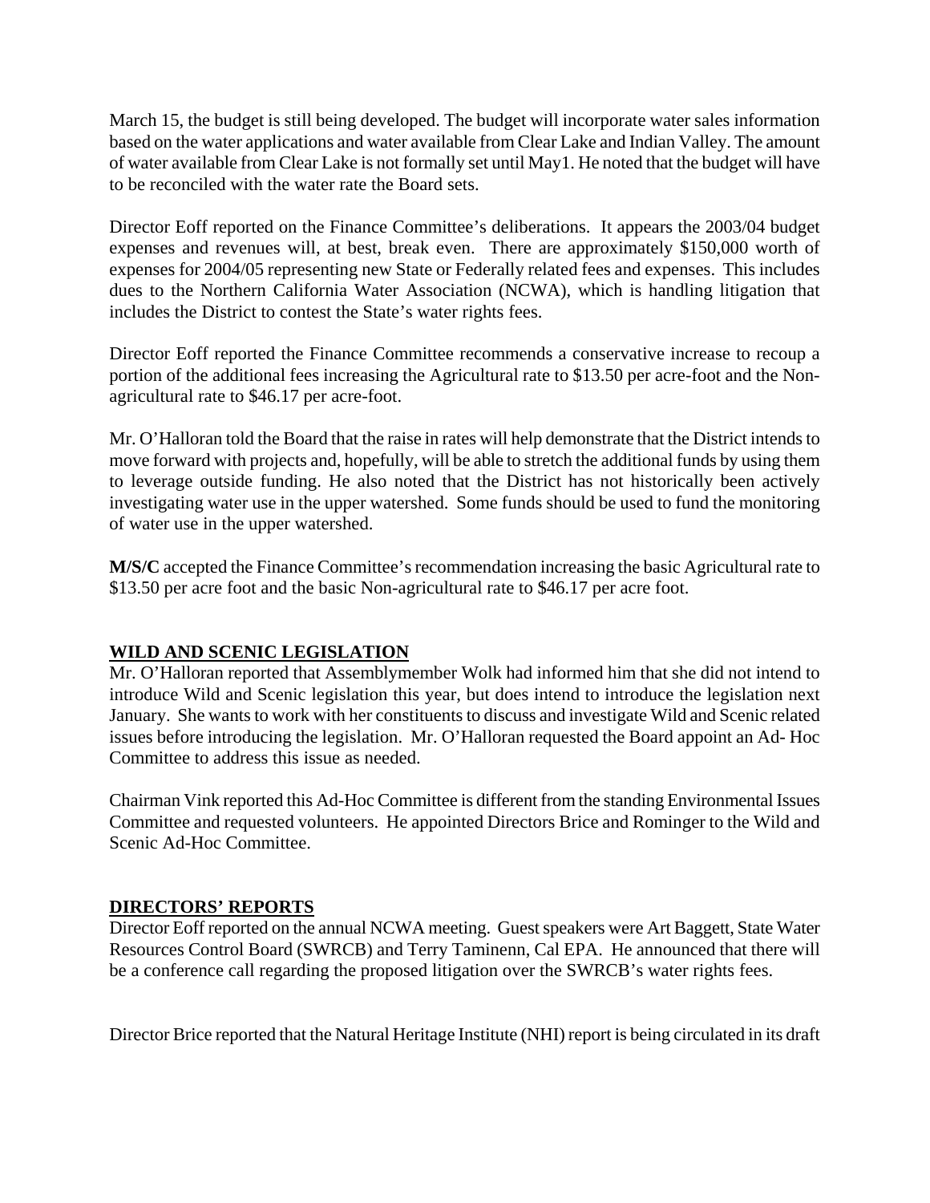March 15, the budget is still being developed. The budget will incorporate water sales information based on the water applications and water available from Clear Lake and Indian Valley. The amount of water available from Clear Lake is not formally set until May1. He noted that the budget will have to be reconciled with the water rate the Board sets.

Director Eoff reported on the Finance Committee's deliberations. It appears the 2003/04 budget expenses and revenues will, at best, break even. There are approximately $150,000 worth of expenses for 2004/05 representing new State or Federally related fees and expenses. This includes dues to the Northern California Water Association (NCWA), which is handling litigation that includes the District to contest the State's water rights fees.

Director Eoff reported the Finance Committee recommends a conservative increase to recoup a portion of the additional fees increasing the Agricultural rate to $13.50 per acre-foot and the Non-agricultural rate to $46.17 per acre-foot.

Mr. O'Halloran told the Board that the raise in rates will help demonstrate that the District intends to move forward with projects and, hopefully, will be able to stretch the additional funds by using them to leverage outside funding. He also noted that the District has not historically been actively investigating water use in the upper watershed. Some funds should be used to fund the monitoring of water use in the upper watershed.

**M/S/C** accepted the Finance Committee's recommendation increasing the basic Agricultural rate to $13.50 per acre foot and the basic Non-agricultural rate to $46.17 per acre foot.

## WILD AND SCENIC LEGISLATION

Mr. O'Halloran reported that Assemblymember Wolk had informed him that she did not intend to introduce Wild and Scenic legislation this year, but does intend to introduce the legislation next January. She wants to work with her constituents to discuss and investigate Wild and Scenic related issues before introducing the legislation. Mr. O'Halloran requested the Board appoint an Ad- Hoc Committee to address this issue as needed.

Chairman Vink reported this Ad-Hoc Committee is different from the standing Environmental Issues Committee and requested volunteers. He appointed Directors Brice and Rominger to the Wild and Scenic Ad-Hoc Committee.

## DIRECTORS' REPORTS

Director Eoff reported on the annual NCWA meeting. Guest speakers were Art Baggett, State Water Resources Control Board (SWRCB) and Terry Taminenn, Cal EPA. He announced that there will be a conference call regarding the proposed litigation over the SWRCB's water rights fees.

Director Brice reported that the Natural Heritage Institute (NHI) report is being circulated in its draft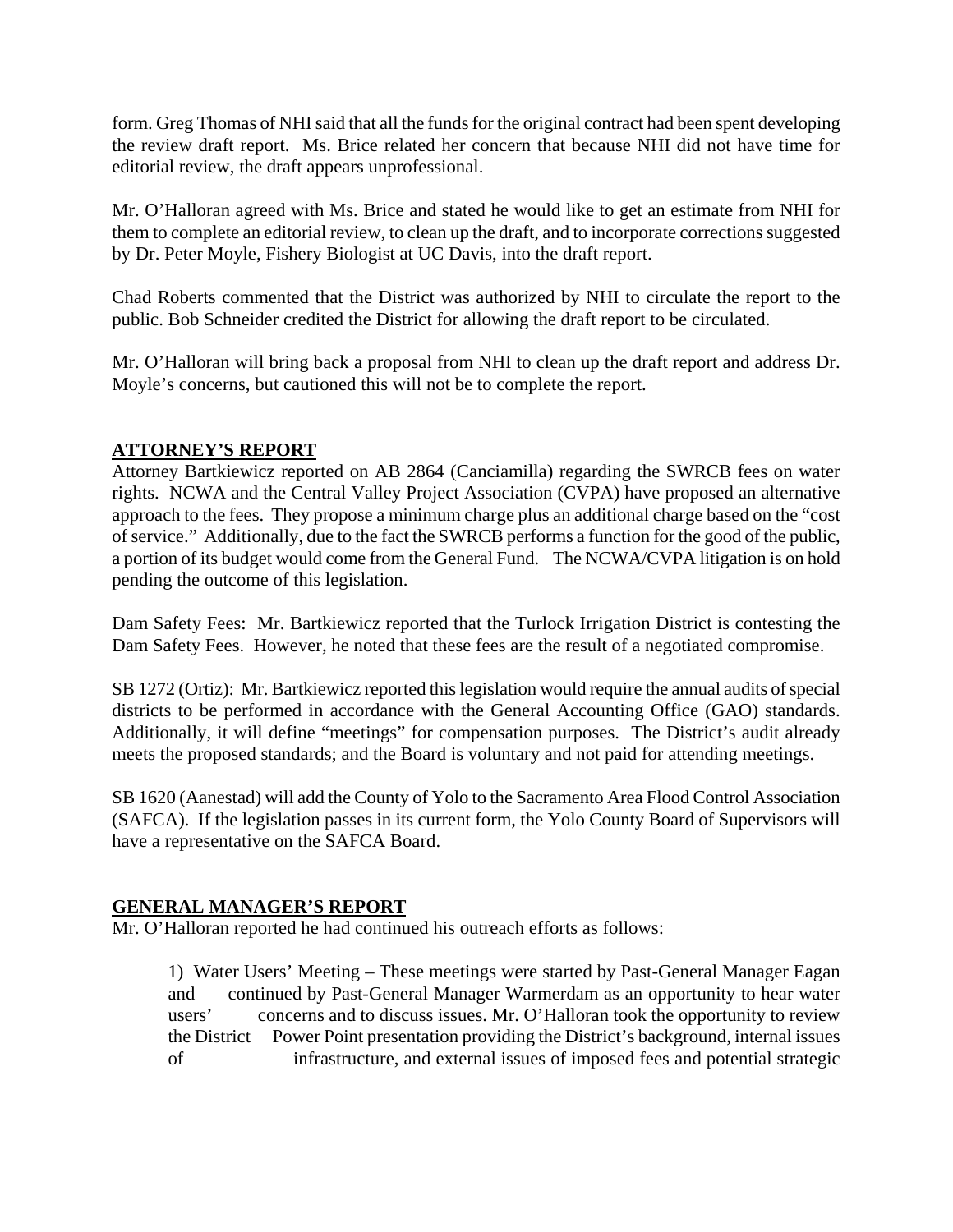form. Greg Thomas of NHI said that all the funds for the original contract had been spent developing the review draft report. Ms. Brice related her concern that because NHI did not have time for editorial review, the draft appears unprofessional.

Mr. O'Halloran agreed with Ms. Brice and stated he would like to get an estimate from NHI for them to complete an editorial review, to clean up the draft, and to incorporate corrections suggested by Dr. Peter Moyle, Fishery Biologist at UC Davis, into the draft report.

Chad Roberts commented that the District was authorized by NHI to circulate the report to the public. Bob Schneider credited the District for allowing the draft report to be circulated.

Mr. O'Halloran will bring back a proposal from NHI to clean up the draft report and address Dr. Moyle's concerns, but cautioned this will not be to complete the report.

## ATTORNEY'S REPORT

Attorney Bartkiewicz reported on AB 2864 (Canciamilla) regarding the SWRCB fees on water rights. NCWA and the Central Valley Project Association (CVPA) have proposed an alternative approach to the fees. They propose a minimum charge plus an additional charge based on the "cost of service." Additionally, due to the fact the SWRCB performs a function for the good of the public, a portion of its budget would come from the General Fund. The NCWA/CVPA litigation is on hold pending the outcome of this legislation.

Dam Safety Fees: Mr. Bartkiewicz reported that the Turlock Irrigation District is contesting the Dam Safety Fees. However, he noted that these fees are the result of a negotiated compromise.

SB 1272 (Ortiz): Mr. Bartkiewicz reported this legislation would require the annual audits of special districts to be performed in accordance with the General Accounting Office (GAO) standards. Additionally, it will define "meetings" for compensation purposes. The District's audit already meets the proposed standards; and the Board is voluntary and not paid for attending meetings.

SB 1620 (Aanestad) will add the County of Yolo to the Sacramento Area Flood Control Association (SAFCA). If the legislation passes in its current form, the Yolo County Board of Supervisors will have a representative on the SAFCA Board.

## GENERAL MANAGER'S REPORT

Mr. O'Halloran reported he had continued his outreach efforts as follows:

1) Water Users' Meeting – These meetings were started by Past-General Manager Eagan and continued by Past-General Manager Warmerdam as an opportunity to hear water users' concerns and to discuss issues. Mr. O'Halloran took the opportunity to review the District Power Point presentation providing the District's background, internal issues of infrastructure, and external issues of imposed fees and potential strategic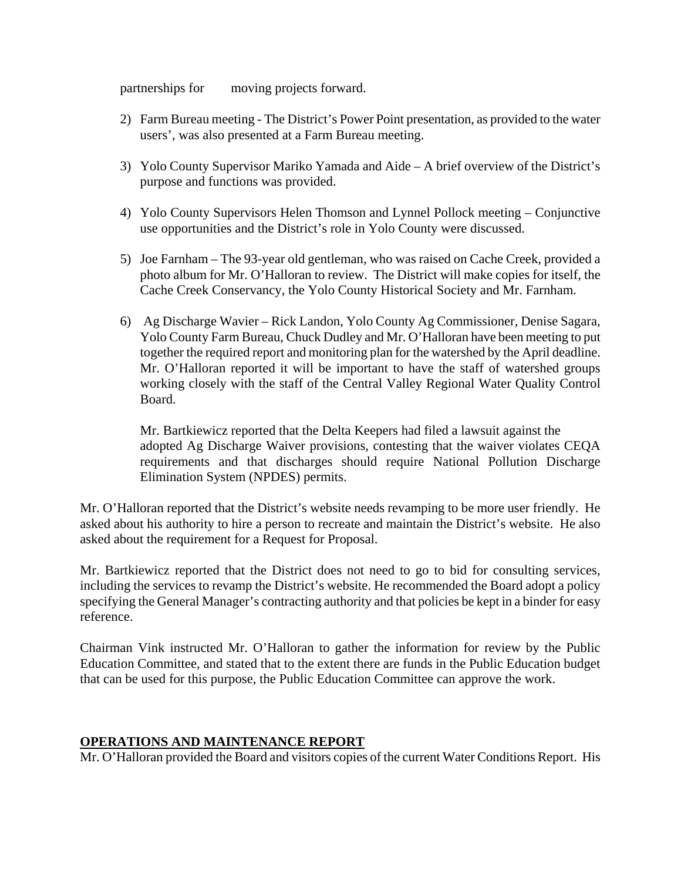partnerships for moving projects forward.

2) Farm Bureau meeting - The District's Power Point presentation, as provided to the water users', was also presented at a Farm Bureau meeting.

3) Yolo County Supervisor Mariko Yamada and Aide – A brief overview of the District's purpose and functions was provided.

4) Yolo County Supervisors Helen Thomson and Lynnel Pollock meeting – Conjunctive use opportunities and the District's role in Yolo County were discussed.

5) Joe Farnham – The 93-year old gentleman, who was raised on Cache Creek, provided a photo album for Mr. O'Halloran to review. The District will make copies for itself, the Cache Creek Conservancy, the Yolo County Historical Society and Mr. Farnham.

6) Ag Discharge Wavier – Rick Landon, Yolo County Ag Commissioner, Denise Sagara, Yolo County Farm Bureau, Chuck Dudley and Mr. O'Halloran have been meeting to put together the required report and monitoring plan for the watershed by the April deadline. Mr. O'Halloran reported it will be important to have the staff of watershed groups working closely with the staff of the Central Valley Regional Water Quality Control Board.

   Mr. Bartkiewicz reported that the Delta Keepers had filed a lawsuit against the adopted Ag Discharge Waiver provisions, contesting that the waiver violates CEQA requirements and that discharges should require National Pollution Discharge Elimination System (NPDES) permits.

Mr. O'Halloran reported that the District's website needs revamping to be more user friendly. He asked about his authority to hire a person to recreate and maintain the District's website. He also asked about the requirement for a Request for Proposal.

Mr. Bartkiewicz reported that the District does not need to go to bid for consulting services, including the services to revamp the District's website. He recommended the Board adopt a policy specifying the General Manager's contracting authority and that policies be kept in a binder for easy reference.

Chairman Vink instructed Mr. O'Halloran to gather the information for review by the Public Education Committee, and stated that to the extent there are funds in the Public Education budget that can be used for this purpose, the Public Education Committee can approve the work.

## OPERATIONS AND MAINTENANCE REPORT

Mr. O'Halloran provided the Board and visitors copies of the current Water Conditions Report. His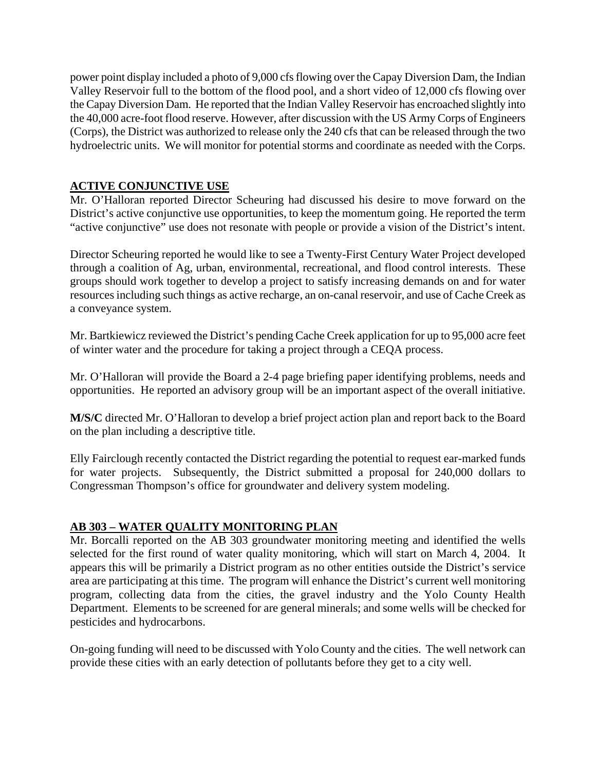power point display included a photo of 9,000 cfs flowing over the Capay Diversion Dam, the Indian Valley Reservoir full to the bottom of the flood pool, and a short video of 12,000 cfs flowing over the Capay Diversion Dam. He reported that the Indian Valley Reservoir has encroached slightly into the 40,000 acre-foot flood reserve. However, after discussion with the US Army Corps of Engineers (Corps), the District was authorized to release only the 240 cfs that can be released through the two hydroelectric units. We will monitor for potential storms and coordinate as needed with the Corps.

## ACTIVE CONJUNCTIVE USE

Mr. O'Halloran reported Director Scheuring had discussed his desire to move forward on the District's active conjunctive use opportunities, to keep the momentum going. He reported the term "active conjunctive" use does not resonate with people or provide a vision of the District's intent.

Director Scheuring reported he would like to see a Twenty-First Century Water Project developed through a coalition of Ag, urban, environmental, recreational, and flood control interests. These groups should work together to develop a project to satisfy increasing demands on and for water resources including such things as active recharge, an on-canal reservoir, and use of Cache Creek as a conveyance system.

Mr. Bartkiewicz reviewed the District's pending Cache Creek application for up to 95,000 acre feet of winter water and the procedure for taking a project through a CEQA process.

Mr. O'Halloran will provide the Board a 2-4 page briefing paper identifying problems, needs and opportunities. He reported an advisory group will be an important aspect of the overall initiative.

**M/S/C** directed Mr. O'Halloran to develop a brief project action plan and report back to the Board on the plan including a descriptive title.

Elly Fairclough recently contacted the District regarding the potential to request ear-marked funds for water projects. Subsequently, the District submitted a proposal for 240,000 dollars to Congressman Thompson's office for groundwater and delivery system modeling.

## AB 303 – WATER QUALITY MONITORING PLAN

Mr. Borcalli reported on the AB 303 groundwater monitoring meeting and identified the wells selected for the first round of water quality monitoring, which will start on March 4, 2004. It appears this will be primarily a District program as no other entities outside the District's service area are participating at this time. The program will enhance the District's current well monitoring program, collecting data from the cities, the gravel industry and the Yolo County Health Department. Elements to be screened for are general minerals; and some wells will be checked for pesticides and hydrocarbons.

On-going funding will need to be discussed with Yolo County and the cities. The well network can provide these cities with an early detection of pollutants before they get to a city well.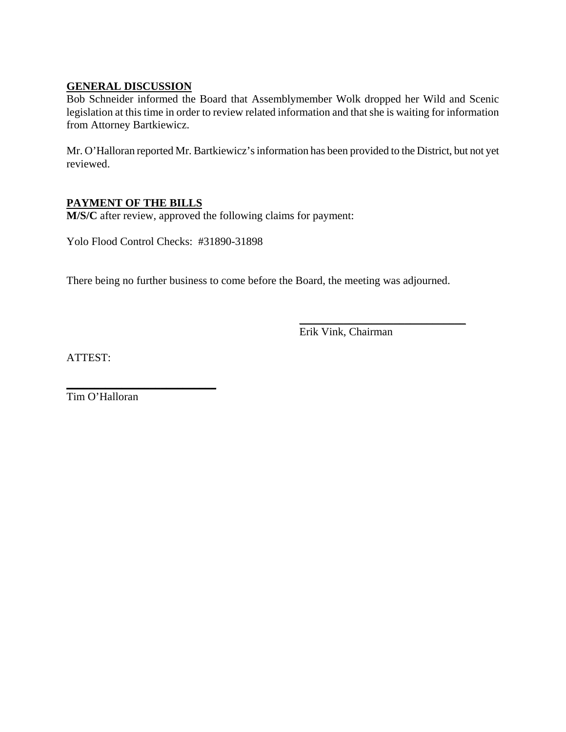## GENERAL DISCUSSION

Bob Schneider informed the Board that Assemblymember Wolk dropped her Wild and Scenic legislation at this time in order to review related information and that she is waiting for information from Attorney Bartkiewicz.

Mr. O'Halloran reported Mr. Bartkiewicz's information has been provided to the District, but not yet reviewed.

## PAYMENT OF THE BILLS

**M/S/C** after review, approved the following claims for payment:

Yolo Flood Control Checks: #31890-31898

There being no further business to come before the Board, the meeting was adjourned.

\_\_\_\_\_\_\_\_\_\_\_\_\_\_\_\_\_\_\_\_\_\_\_\_\_\_\_\_\_\_

Erik Vink, Chairman

ATTEST:

\_\_\_\_\_\_\_\_\_\_\_\_\_\_\_\_\_\_\_\_\_\_\_\_\_\_\_\_\_\_

Tim O'Halloran